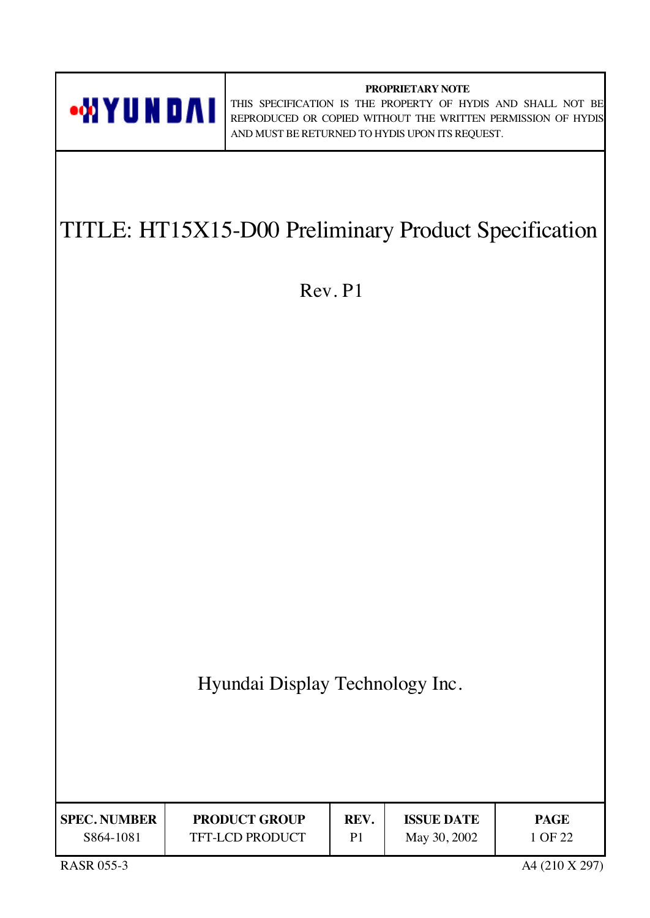HYUNDAI

**PROPRIETARY NOTE**

THIS SPECIFICATION IS THE PROPERTY OF HYDIS AND SHALL NOT BE REPRODUCED OR COPIED WITHOUT THE WRITTEN PERMISSION OF HYDIS AND MUST BE RETURNED TO HYDIS UPON ITS REQUEST.

# TITLE: HT15X15-D00 Preliminary Product Specification

Rev. P1

Hyundai Display Technology Inc.

| SPEC. NUMBER | PRODUCT GROUP | REV. | ISSUE DATE | PAGE |
|---|---|---|---|---|
| S864-1081 | TFT-LCD PRODUCT | P1 | May 30, 2002 | 1 OF 22 |

RASR 055-3

A4 (210 X 297)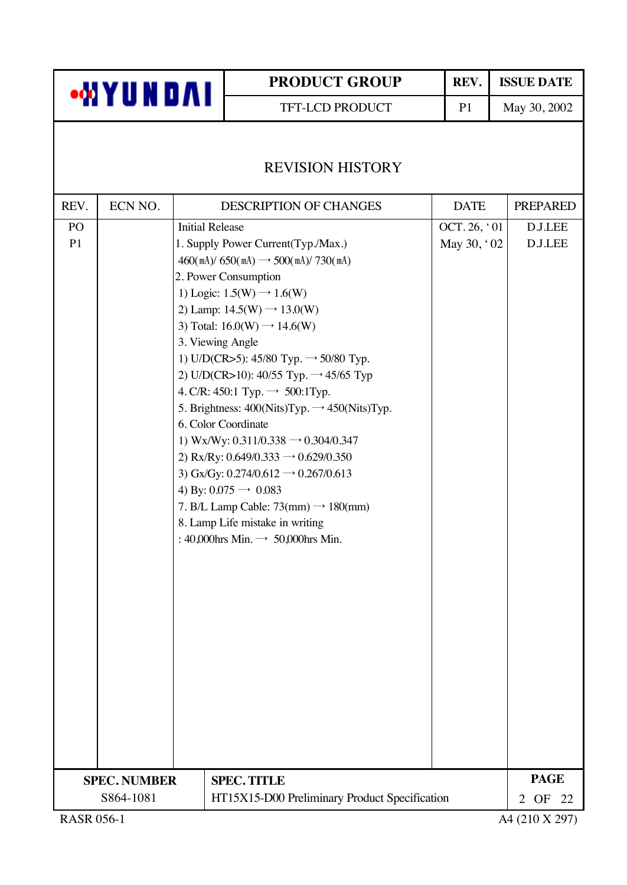# REVISION HISTORY

| REV. | ECN NO. | DESCRIPTION OF CHANGES | DATE | PREPARED |
|---|---|---|---|---|
| PO | | Initial Release | OCT. 26, ' 01 | D.J.LEE |
| P1 | | 1. Supply Power Current(Typ./Max.)<br>460(mA)/ 650(mA) → 500(mA)/ 730(mA)<br>2. Power Consumption<br>1) Logic: 1.5(W) → 1.6(W)<br>2) Lamp: 14.5(W) → 13.0(W)<br>3) Total: 16.0(W) → 14.6(W)<br>3. Viewing Angle<br>1) U/D(CR>5): 45/80 Typ. → 50/80 Typ.<br>2) U/D(CR>10): 40/55 Typ. → 45/65 Typ<br>4. C/R: 450:1 Typ. → 500:1Typ.<br>5. Brightness: 400(Nits)Typ. → 450(Nits)Typ.<br>6. Color Coordinate<br>1) Wx/Wy: 0.311/0.338 → 0.304/0.347<br>2) Rx/Ry: 0.649/0.333 → 0.629/0.350<br>3) Gx/Gy: 0.274/0.612 → 0.267/0.613<br>4) By: 0.075 → 0.083<br>7. B/L Lamp Cable: 73(mm) → 180(mm)<br>8. Lamp Life mistake in writing<br>: 40,000hrs Min. → 50,000hrs Min. | May 30, ' 02 | D.J.LEE |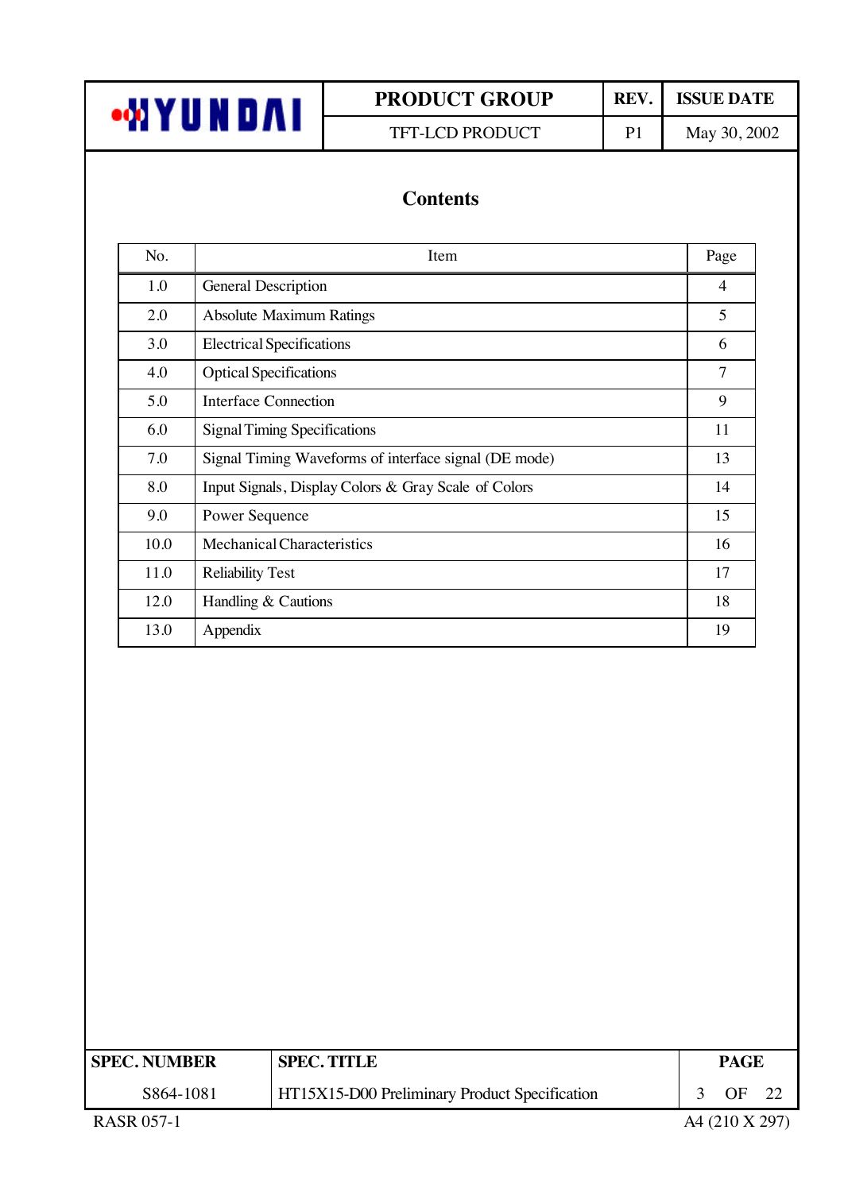# Contents

| No. | Item | Page |
|---|---|---|
| 1.0 | General Description | 4 |
| 2.0 | Absolute Maximum Ratings | 5 |
| 3.0 | Electrical Specifications | 6 |
| 4.0 | Optical Specifications | 7 |
| 5.0 | Interface Connection | 9 |
| 6.0 | Signal Timing Specifications | 11 |
| 7.0 | Signal Timing Waveforms of interface signal (DE mode) | 13 |
| 8.0 | Input Signals, Display Colors & Gray Scale of Colors | 14 |
| 9.0 | Power Sequence | 15 |
| 10.0 | Mechanical Characteristics | 16 |
| 11.0 | Reliability Test | 17 |
| 12.0 | Handling & Cautions | 18 |
| 13.0 | Appendix | 19 |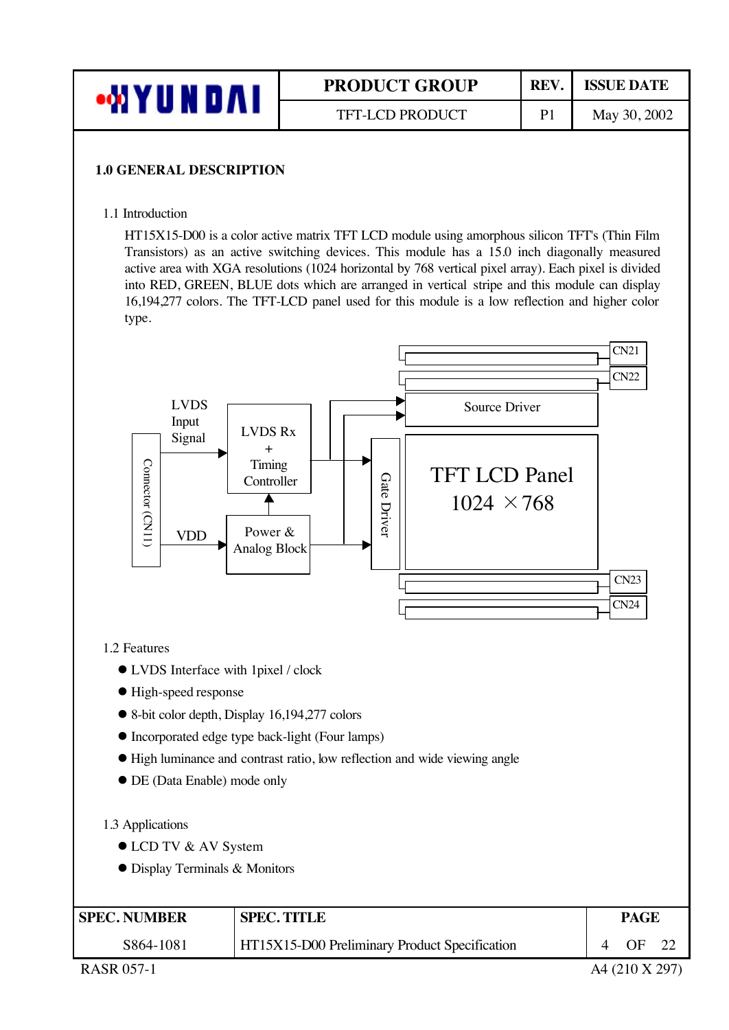## 1.0 GENERAL DESCRIPTION

### 1.1 Introduction

HT15X15-D00 is a color active matrix TFT LCD module using amorphous silicon TFT's (Thin Film Transistors) as an active switching devices. This module has a 15.0 inch diagonally measured active area with XGA resolutions (1024 horizontal by 768 vertical pixel array). Each pixel is divided into RED, GREEN, BLUE dots which are arranged in vertical stripe and this module can display 16,194,277 colors. The TFT-LCD panel used for this module is a low reflection and higher color type.

### 1.2 Features

- LVDS Interface with 1pixel / clock
- High-speed response
- 8-bit color depth, Display 16,194,277 colors
- Incorporated edge type back-light (Four lamps)
- High luminance and contrast ratio, low reflection and wide viewing angle
- DE (Data Enable) mode only

### 1.3 Applications

- LCD TV & AV System
- Display Terminals & Monitors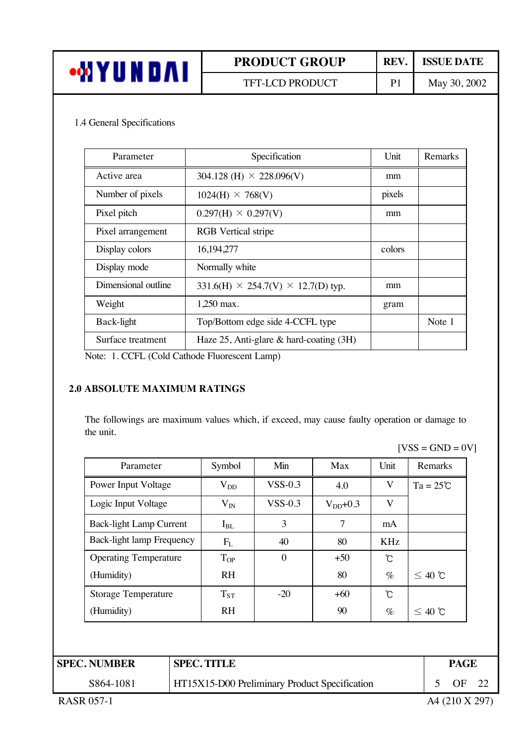1.4 General Specifications

| Parameter | Specification | Unit | Remarks |
|---|---|---|---|
| Active area | 304.128 (H) × 228.096(V) | mm | |
| Number of pixels | 1024(H) × 768(V) | pixels | |
| Pixel pitch | 0.297(H) × 0.297(V) | mm | |
| Pixel arrangement | RGB Vertical stripe | | |
| Display colors | 16,194,277 | colors | |
| Display mode | Normally white | | |
| Dimensional outline | 331.6(H) × 254.7(V) × 12.7(D) typ. | mm | |
| Weight | 1,250 max. | gram | |
| Back-light | Top/Bottom edge side 4-CCFL type | | Note 1 |
| Surface treatment | Haze 25, Anti-glare & hard-coating (3H) | | |

Note: 1. CCFL (Cold Cathode Fluorescent Lamp)

## 2.0 ABSOLUTE MAXIMUM RATINGS

The followings are maximum values which, if exceed, may cause faulty operation or damage to the unit.

[VSS = GND = 0V]

| Parameter | Symbol | Min | Max | Unit | Remarks |
|---|---|---|---|---|---|
| Power Input Voltage | $V_{DD}$ | VSS-0.3 | 4.0 | V | Ta = 25℃ |
| Logic Input Voltage | $V_{IN}$ | VSS-0.3 | $V_{DD}$+0.3 | V | |
| Back-light Lamp Current | $I_{BL}$ | 3 | 7 | mA | |
| Back-light lamp Frequency | $F_L$ | 40 | 80 | KHz | |
| Operating Temperature | $T_{OP}$ | 0 | +50 | ℃ | |
| (Humidity) | RH | | 80 | % | ≤ 40 ℃ |
| Storage Temperature | $T_{ST}$ | -20 | +60 | ℃ | |
| (Humidity) | RH | | 90 | % | ≤ 40 ℃ |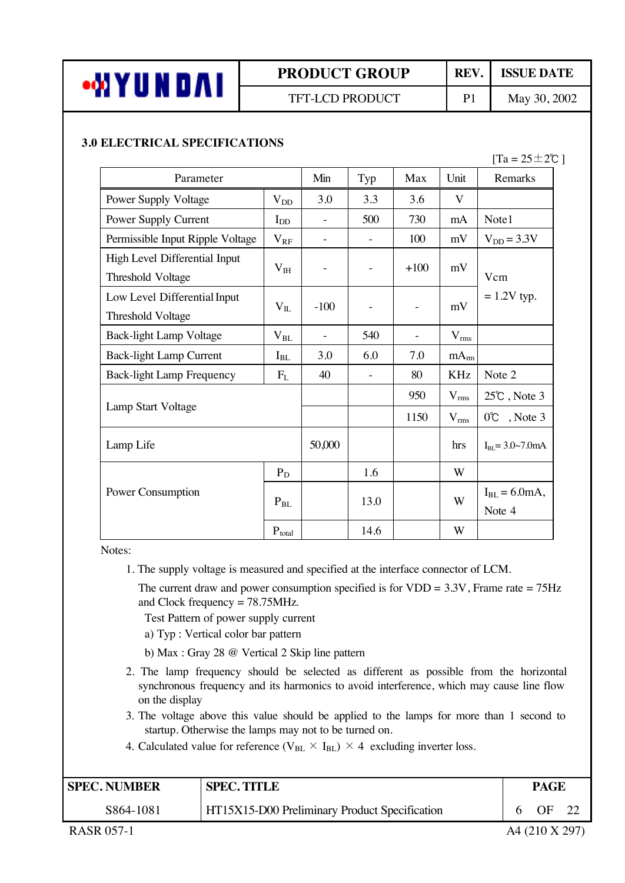## 3.0 ELECTRICAL SPECIFICATIONS

[Ta = 25±2℃ ]

| Parameter | | Min | Typ | Max | Unit | Remarks |
|---|---|---|---|---|---|---|
| Power Supply Voltage | $V_{DD}$ | 3.0 | 3.3 | 3.6 | V | |
| Power Supply Current | $I_{DD}$ | - | 500 | 730 | mA | Note1 |
| Permissible Input Ripple Voltage | $V_{RF}$ | - | - | 100 | mV | $V_{DD}$ = 3.3V |
| High Level Differential Input Threshold Voltage | $V_{IH}$ | - | - | +100 | mV | Vcm = 1.2V typ. |
| Low Level Differential Input Threshold Voltage | $V_{IL}$ | -100 | - | - | mV | |
| Back-light Lamp Voltage | $V_{BL}$ | - | 540 | - | $V_{rms}$ | |
| Back-light Lamp Current | $I_{BL}$ | 3.0 | 6.0 | 7.0 | $mA_{rm}$ | |
| Back-light Lamp Frequency | $F_L$ | 40 | - | 80 | KHz | Note 2 |
| Lamp Start Voltage | | | | 950 | $V_{rms}$ | 25℃ , Note 3 |
| | | | | 1150 | $V_{rms}$ | 0℃ , Note 3 |
| Lamp Life | | 50,000 | | | hrs | $I_{BL}$= 3.0~7.0mA |
| Power Consumption | $P_D$ | | 1.6 | | W | |
| | $P_{BL}$ | | 13.0 | | W | $I_{BL}$ = 6.0mA, Note 4 |
| | $P_{total}$ | | 14.6 | | W | |

Notes:

1. The supply voltage is measured and specified at the interface connector of LCM.
   The current draw and power consumption specified is for VDD = 3.3V , Frame rate = 75Hz and Clock frequency = 78.75MHz.
   Test Pattern of power supply current
   a) Typ : Vertical color bar pattern
   b) Max : Gray 28 @ Vertical 2 Skip line pattern
2. The lamp frequency should be selected as different as possible from the horizontal synchronous frequency and its harmonics to avoid interference, which may cause line flow on the display
3. The voltage above this value should be applied to the lamps for more than 1 second to startup. Otherwise the lamps may not to be turned on.
4. Calculated value for reference ($V_{BL}$ × $I_{BL}$) × 4 excluding inverter loss.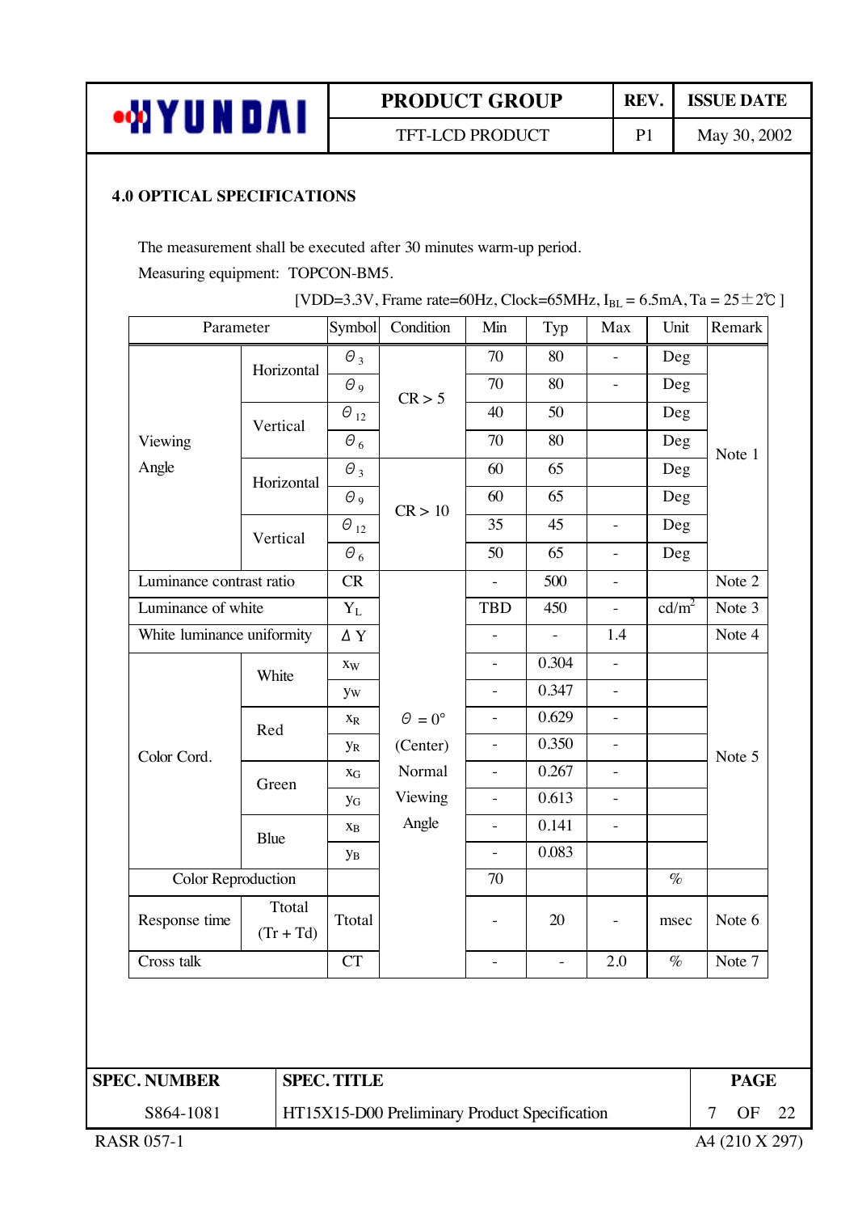## 4.0 OPTICAL SPECIFICATIONS

The measurement shall be executed after 30 minutes warm-up period.

Measuring equipment: TOPCON-BM5.

[VDD=3.3V, Frame rate=60Hz, Clock=65MHz, $I_{BL}$ = 6.5mA, Ta = 25±2℃ ]

| Parameter | | Symbol | Condition | Min | Typ | Max | Unit | Remark |
|---|---|---|---|---|---|---|---|---|
| Viewing Angle | Horizontal | $\theta_3$ | CR > 5 | 70 | 80 | - | Deg | Note 1 |
| | | $\theta_9$ | | 70 | 80 | - | Deg | |
| | Vertical | $\theta_{12}$ | | 40 | 50 | | Deg | |
| | | $\theta_6$ | | 70 | 80 | | Deg | |
| | Horizontal | $\theta_3$ | CR > 10 | 60 | 65 | | Deg | |
| | | $\theta_9$ | | 60 | 65 | | Deg | |
| | Vertical | $\theta_{12}$ | | 35 | 45 | - | Deg | |
| | | $\theta_6$ | | 50 | 65 | - | Deg | |
| Luminance contrast ratio | | CR | $\theta = 0°$ (Center) Normal Viewing Angle | - | 500 | - | | Note 2 |
| Luminance of white | | $Y_L$ | | TBD | 450 | - | cd/m$^2$ | Note 3 |
| White luminance uniformity | | ΔY | | - | - | 1.4 | | Note 4 |
| Color Cord. | White | $x_W$ | | - | 0.304 | - | | Note 5 |
| | | $y_W$ | | - | 0.347 | - | | |
| | Red | $x_R$ | | - | 0.629 | - | | |
| | | $y_R$ | | - | 0.350 | - | | |
| | Green | $x_G$ | | - | 0.267 | - | | |
| | | $y_G$ | | - | 0.613 | - | | |
| | Blue | $x_B$ | | - | 0.141 | - | | |
| | | $y_B$ | | - | 0.083 | | | |
| Color Reproduction | | | | 70 | | | % | |
| Response time | Ttotal (Tr + Td) | Ttotal | | - | 20 | - | msec | Note 6 |
| Cross talk | | CT | | - | - | 2.0 | % | Note 7 |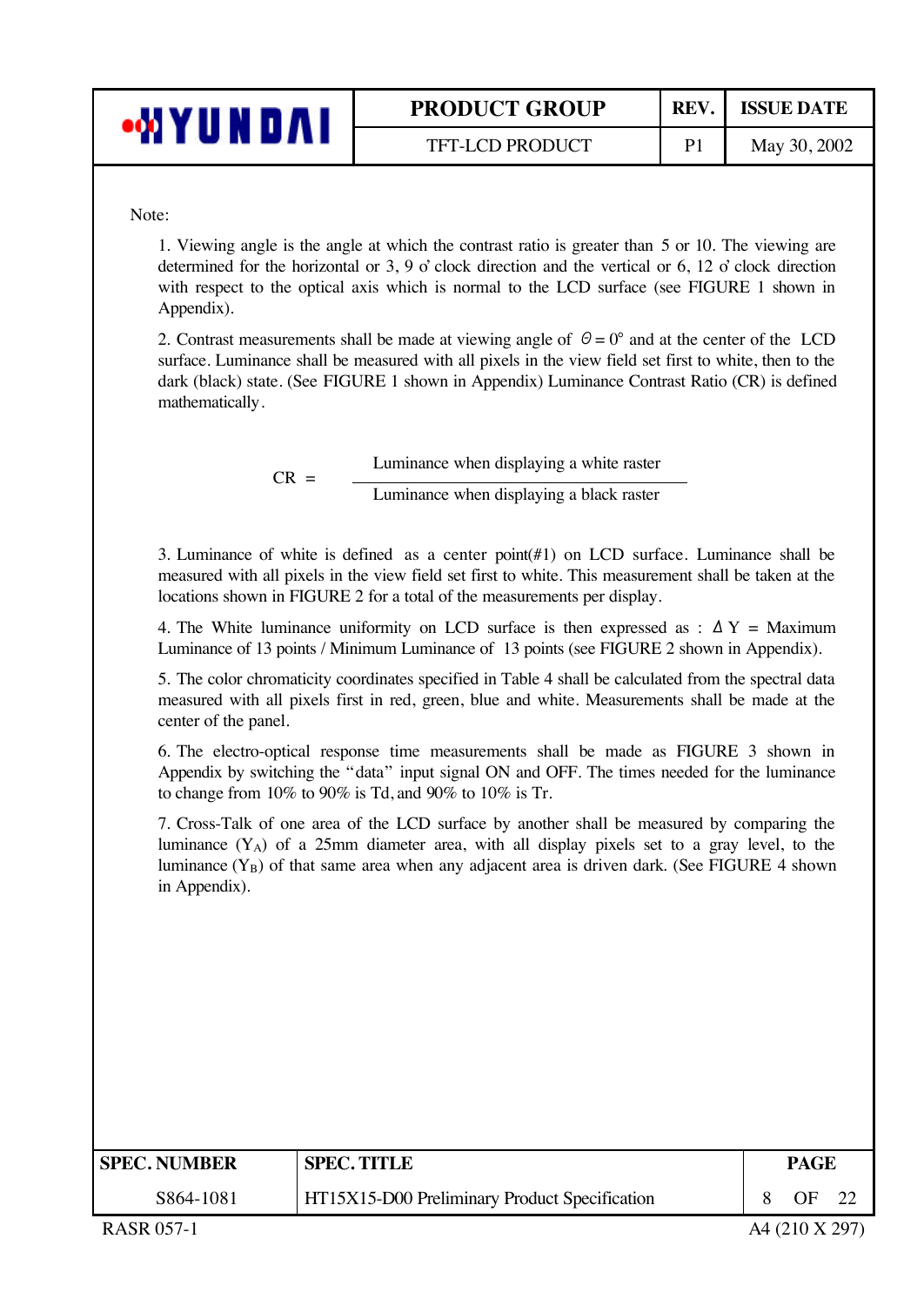Note:

1. Viewing angle is the angle at which the contrast ratio is greater than 5 or 10. The viewing are determined for the horizontal or 3, 9 o' clock direction and the vertical or 6, 12 o' clock direction with respect to the optical axis which is normal to the LCD surface (see FIGURE 1 shown in Appendix).

2. Contrast measurements shall be made at viewing angle of $\Theta = 0°$ and at the center of the LCD surface. Luminance shall be measured with all pixels in the view field set first to white, then to the dark (black) state. (See FIGURE 1 shown in Appendix) Luminance Contrast Ratio (CR) is defined mathematically.

$$CR = \frac{\text{Luminance when displaying a white raster}}{\text{Luminance when displaying a black raster}}$$

3. Luminance of white is defined as a center point(#1) on LCD surface. Luminance shall be measured with all pixels in the view field set first to white. This measurement shall be taken at the locations shown in FIGURE 2 for a total of the measurements per display.

4. The White luminance uniformity on LCD surface is then expressed as : $\Delta Y$ = Maximum Luminance of 13 points / Minimum Luminance of 13 points (see FIGURE 2 shown in Appendix).

5. The color chromaticity coordinates specified in Table 4 shall be calculated from the spectral data measured with all pixels first in red, green, blue and white. Measurements shall be made at the center of the panel.

6. The electro-optical response time measurements shall be made as FIGURE 3 shown in Appendix by switching the "data" input signal ON and OFF. The times needed for the luminance to change from 10% to 90% is Td, and 90% to 10% is Tr.

7. Cross-Talk of one area of the LCD surface by another shall be measured by comparing the luminance ($Y_A$) of a 25mm diameter area, with all display pixels set to a gray level, to the luminance ($Y_B$) of that same area when any adjacent area is driven dark. (See FIGURE 4 shown in Appendix).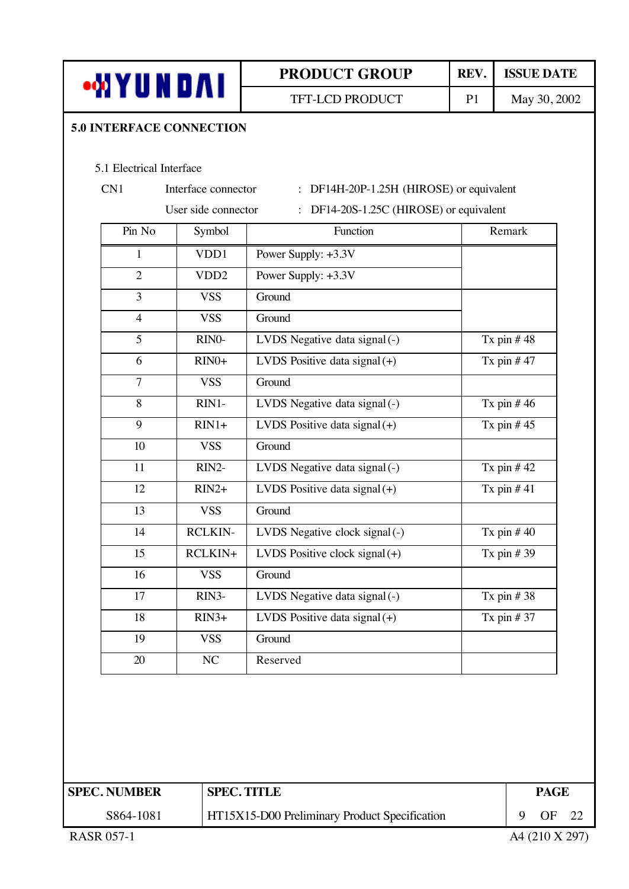## 5.0 INTERFACE CONNECTION

### 5.1 Electrical Interface

CN1 Interface connector : DF14H-20P-1.25H (HIROSE) or equivalent

User side connector : DF14-20S-1.25C (HIROSE) or equivalent

| Pin No | Symbol | Function | Remark |
|---|---|---|---|
| 1 | VDD1 | Power Supply: +3.3V | |
| 2 | VDD2 | Power Supply: +3.3V | |
| 3 | VSS | Ground | |
| 4 | VSS | Ground | |
| 5 | RIN0- | LVDS Negative data signal (-) | Tx pin # 48 |
| 6 | RIN0+ | LVDS Positive data signal (+) | Tx pin # 47 |
| 7 | VSS | Ground | |
| 8 | RIN1- | LVDS Negative data signal (-) | Tx pin # 46 |
| 9 | RIN1+ | LVDS Positive data signal (+) | Tx pin # 45 |
| 10 | VSS | Ground | |
| 11 | RIN2- | LVDS Negative data signal (-) | Tx pin # 42 |
| 12 | RIN2+ | LVDS Positive data signal (+) | Tx pin # 41 |
| 13 | VSS | Ground | |
| 14 | RCLKIN- | LVDS Negative clock signal (-) | Tx pin # 40 |
| 15 | RCLKIN+ | LVDS Positive clock signal (+) | Tx pin # 39 |
| 16 | VSS | Ground | |
| 17 | RIN3- | LVDS Negative data signal (-) | Tx pin # 38 |
| 18 | RIN3+ | LVDS Positive data signal (+) | Tx pin # 37 |
| 19 | VSS | Ground | |
| 20 | NC | Reserved | |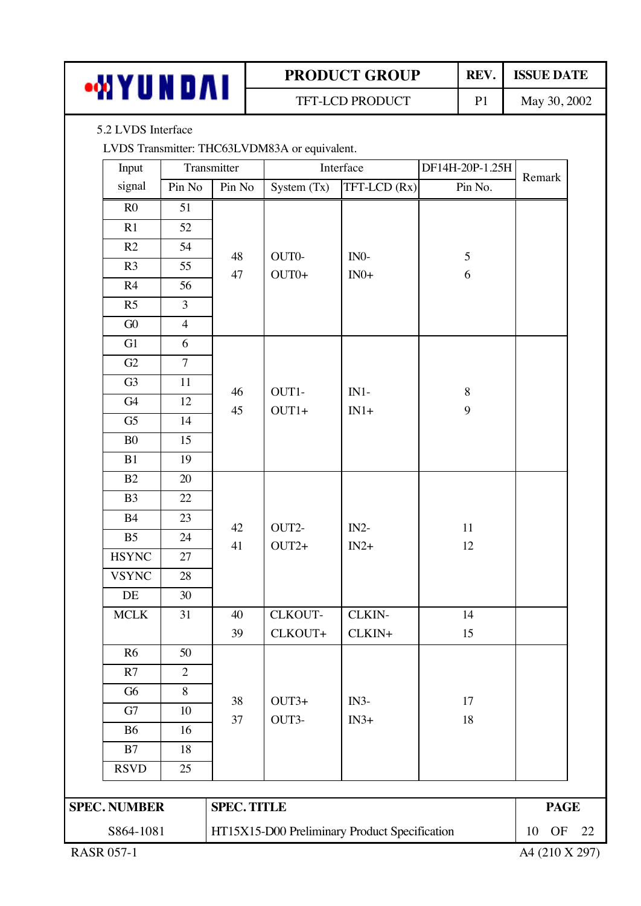5.2 LVDS Interface

LVDS Transmitter: THC63LVDM83A or equivalent.

| Input signal | Transmitter Pin No | Pin No | Interface System (Tx) | TFT-LCD (Rx) | DF14H-20P-1.25H Pin No. | Remark |
|---|---|---|---|---|---|---|
| R0 | 51 | 48<br>47 | OUT0-<br>OUT0+ | IN0-<br>IN0+ | 5<br>6 | |
| R1 | 52 | | | | | |
| R2 | 54 | | | | | |
| R3 | 55 | | | | | |
| R4 | 56 | | | | | |
| R5 | 3 | | | | | |
| G0 | 4 | | | | | |
| G1 | 6 | 46<br>45 | OUT1-<br>OUT1+ | IN1-<br>IN1+ | 8<br>9 | |
| G2 | 7 | | | | | |
| G3 | 11 | | | | | |
| G4 | 12 | | | | | |
| G5 | 14 | | | | | |
| B0 | 15 | | | | | |
| B1 | 19 | | | | | |
| B2 | 20 | 42<br>41 | OUT2-<br>OUT2+ | IN2-<br>IN2+ | 11<br>12 | |
| B3 | 22 | | | | | |
| B4 | 23 | | | | | |
| B5 | 24 | | | | | |
| HSYNC | 27 | | | | | |
| VSYNC | 28 | | | | | |
| DE | 30 | | | | | |
| MCLK | 31 | 40<br>39 | CLKOUT-<br>CLKOUT+ | CLKIN-<br>CLKIN+ | 14<br>15 | |
| R6 | 50 | 38<br>37 | OUT3+<br>OUT3- | IN3-<br>IN3+ | 17<br>18 | |
| R7 | 2 | | | | | |
| G6 | 8 | | | | | |
| G7 | 10 | | | | | |
| B6 | 16 | | | | | |
| B7 | 18 | | | | | |
| RSVD | 25 | | | | | |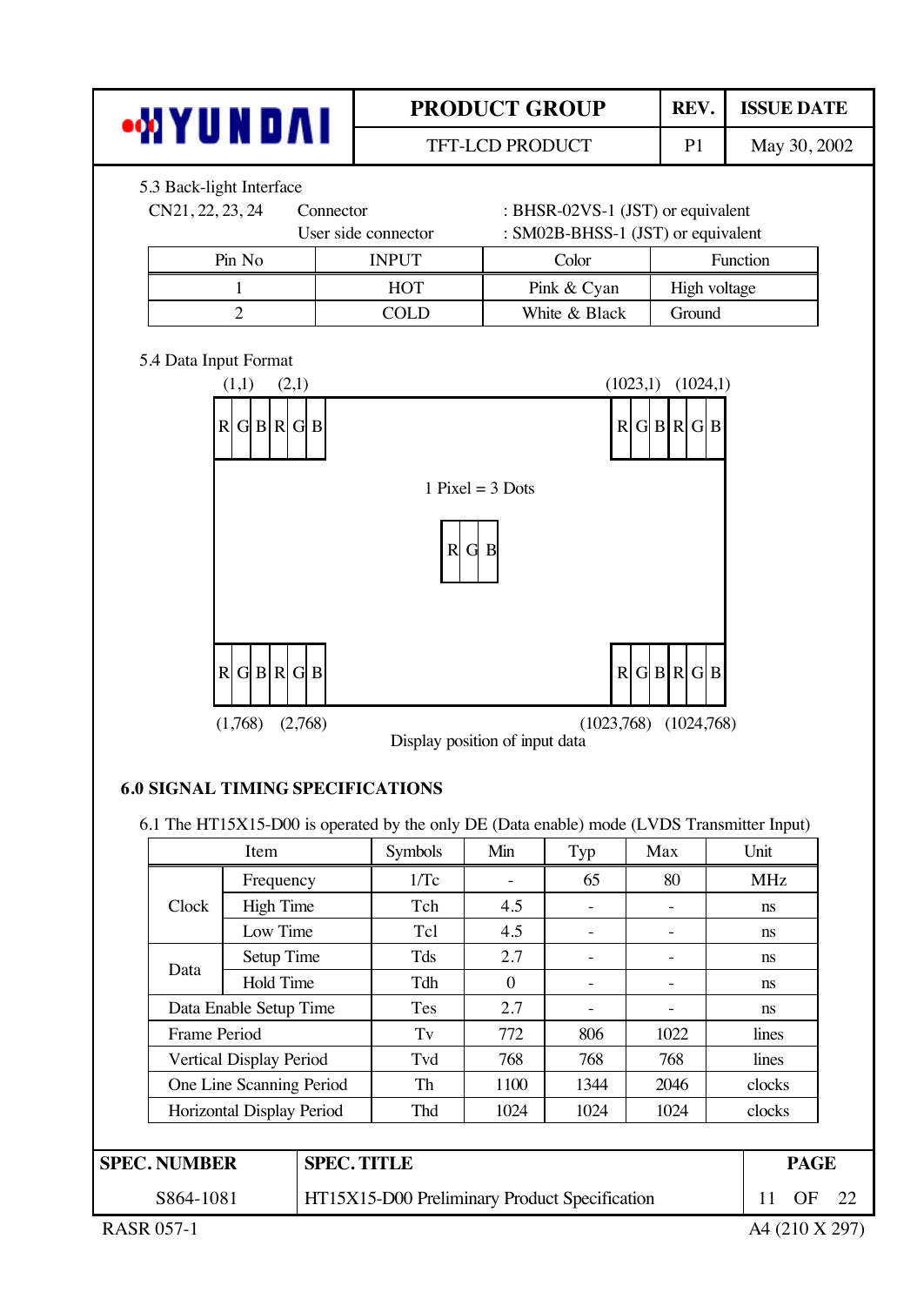5.3 Back-light Interface

CN21, 22, 23, 24 Connector : BHSR-02VS-1 (JST) or equivalent

User side connector : SM02B-BHSS-1 (JST) or equivalent

| Pin No | INPUT | Color | Function |
|---|---|---|---|
| 1 | HOT | Pink & Cyan | High voltage |
| 2 | COLD | White & Black | Ground |

5.4 Data Input Format

(1,1) (2,1) (1023,1) (1024,1)

R G B R G B ... R G B R G B

1 Pixel = 3 Dots

R G B

R G B R G B ... R G B R G B

(1,768) (2,768) (1023,768) (1024,768)

Display position of input data

## 6.0 SIGNAL TIMING SPECIFICATIONS

6.1 The HT15X15-D00 is operated by the only DE (Data enable) mode (LVDS Transmitter Input)

| Item | | Symbols | Min | Typ | Max | Unit |
|---|---|---|---|---|---|---|
| Clock | Frequency | 1/Tc | - | 65 | 80 | MHz |
| | High Time | Tch | 4.5 | - | - | ns |
| | Low Time | Tcl | 4.5 | - | - | ns |
| Data | Setup Time | Tds | 2.7 | - | - | ns |
| | Hold Time | Tdh | 0 | - | - | ns |
| Data Enable Setup Time | | Tes | 2.7 | - | - | ns |
| Frame Period | | Tv | 772 | 806 | 1022 | lines |
| Vertical Display Period | | Tvd | 768 | 768 | 768 | lines |
| One Line Scanning Period | | Th | 1100 | 1344 | 2046 | clocks |
| Horizontal Display Period | | Thd | 1024 | 1024 | 1024 | clocks |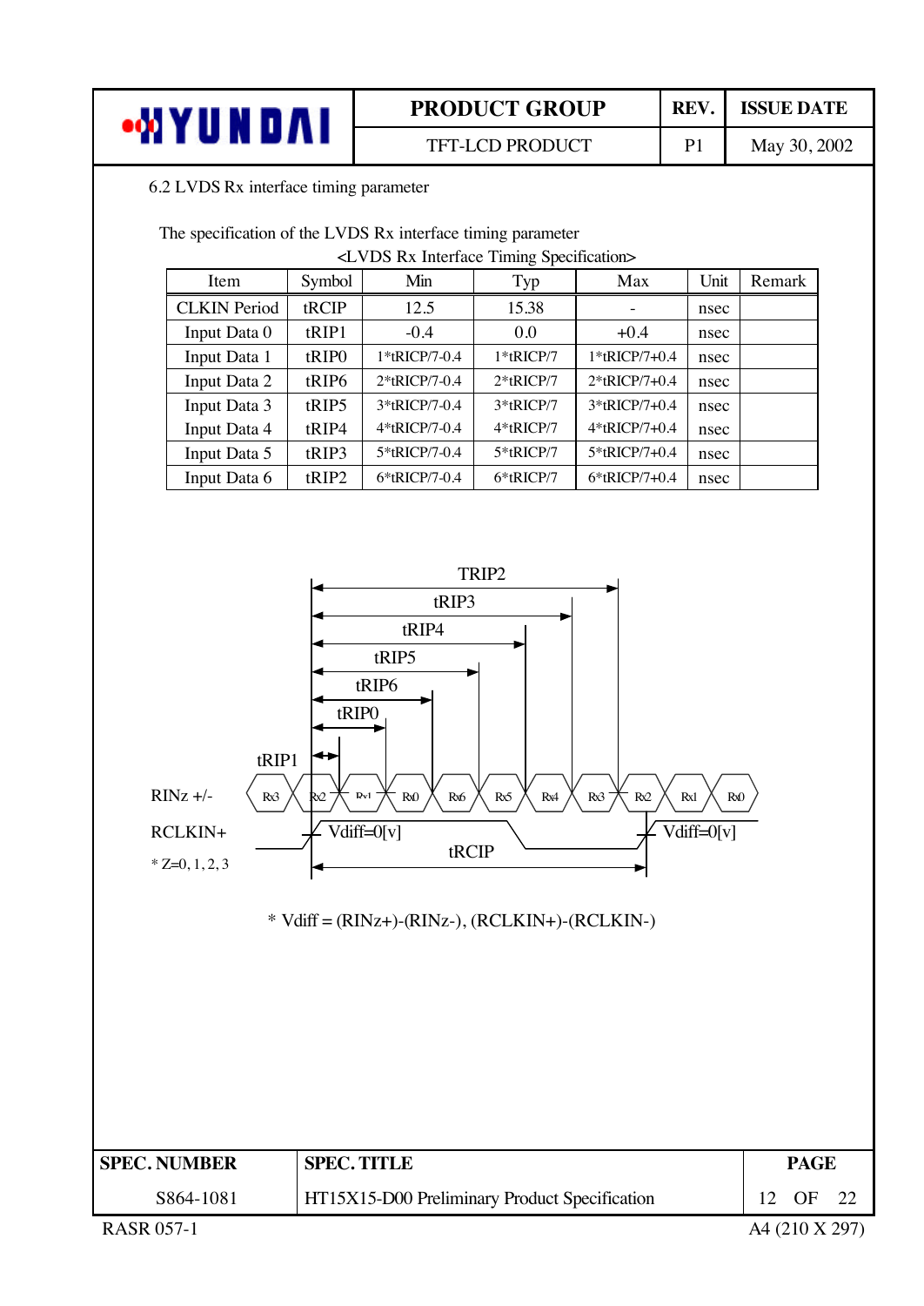6.2 LVDS Rx interface timing parameter

The specification of the LVDS Rx interface timing parameter

<LVDS Rx Interface Timing Specification>

| Item | Symbol | Min | Typ | Max | Unit | Remark |
|---|---|---|---|---|---|---|
| CLKIN Period | tRCIP | 12.5 | 15.38 | - | nsec | |
| Input Data 0 | tRIP1 | -0.4 | 0.0 | +0.4 | nsec | |
| Input Data 1 | tRIP0 | 1*tRICP/7-0.4 | 1*tRICP/7 | 1*tRICP/7+0.4 | nsec | |
| Input Data 2 | tRIP6 | 2*tRICP/7-0.4 | 2*tRICP/7 | 2*tRICP/7+0.4 | nsec | |
| Input Data 3 | tRIP5 | 3*tRICP/7-0.4 | 3*tRICP/7 | 3*tRICP/7+0.4 | nsec | |
| Input Data 4 | tRIP4 | 4*tRICP/7-0.4 | 4*tRICP/7 | 4*tRICP/7+0.4 | nsec | |
| Input Data 5 | tRIP3 | 5*tRICP/7-0.4 | 5*tRICP/7 | 5*tRICP/7+0.4 | nsec | |
| Input Data 6 | tRIP2 | 6*tRICP/7-0.4 | 6*tRICP/7 | 6*tRICP/7+0.4 | nsec | |

TRIP2

tRIP3

tRIP4

tRIP5

tRIP6

tRIP0

tRIP1

RINz +/- Rx3 Rx2 Rx1 Rx0 Rx6 Rx5 Rx4 Rx3 Rx2 Rx1 Rx0

RCLKIN+ Vdiff=0[v] tRCIP Vdiff=0[v]

* Z=0, 1, 2, 3

* Vdiff = (RINz+)-(RINz-), (RCLKIN+)-(RCLKIN-)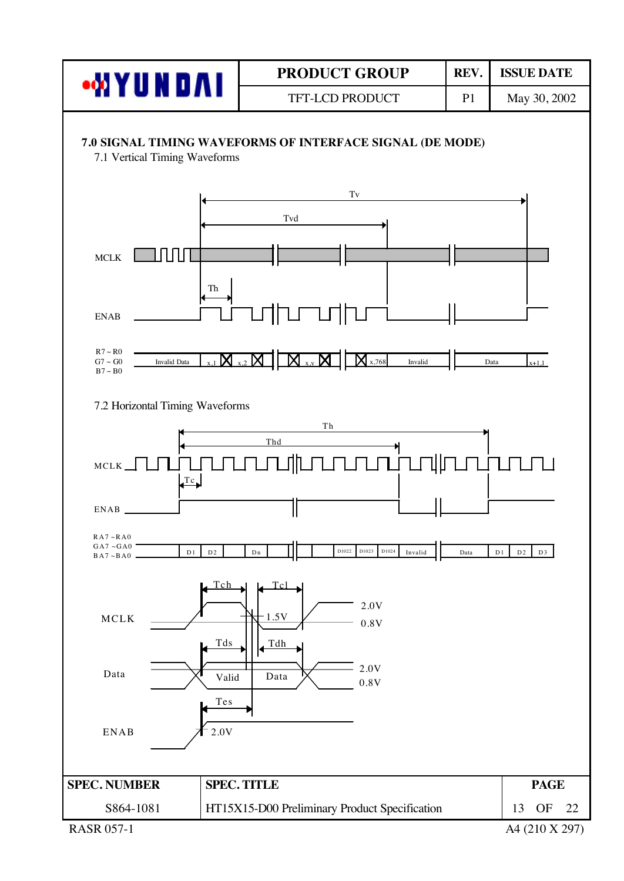## 7.0 SIGNAL TIMING WAVEFORMS OF INTERFACE SIGNAL (DE MODE)

### 7.1 Vertical Timing Waveforms

Tv

Tvd

MCLK

Th

ENAB

R7 ~ R0
G7 ~ G0
B7 ~ B0

Invalid Data | x,1 | x,2 | x,y | x,768 | Invalid | Data | x+1,1

### 7.2 Horizontal Timing Waveforms

Th

Thd

MCLK

Tc

ENAB

RA7 ~RA0
GA7 ~GA0
BA7 ~BA0

D1 | D2 | Dn | D1022 | D1023 | D1024 | Invalid | Data | D1 | D2 | D3

Tch | Tcl

MCLK — 1.5V — 2.0V — 0.8V

Tds | Tdh

Data — Valid Data — 2.0V — 0.8V

Tes

ENAB — 2.0V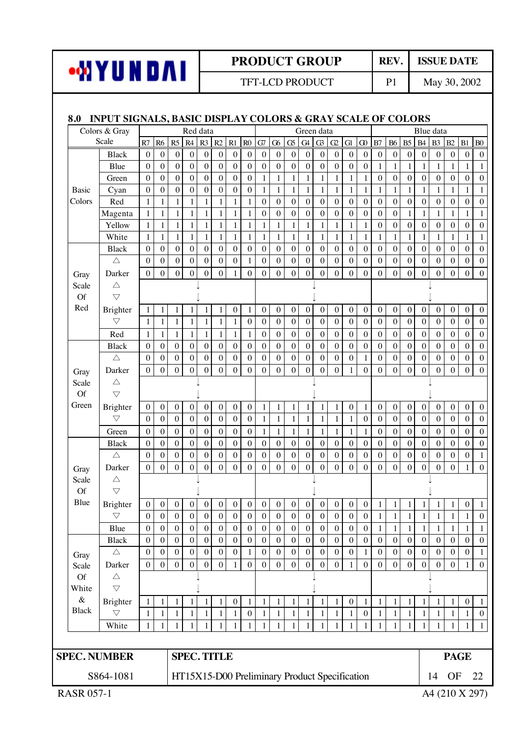## 8.0 INPUT SIGNALS, BASIC DISPLAY COLORS & GRAY SCALE OF COLORS

| Colors & Gray Scale | | Red data | | | | | | | | Green data | | | | | | | | Blue data | | | | | | | |
|---|---|---|---|---|---|---|---|---|---|---|---|---|---|---|---|---|---|---|---|---|---|---|---|---|---|
| | | R7 | R6 | R5 | R4 | R3 | R2 | R1 | R0 | G7 | G6 | G5 | G4 | G3 | G2 | G1 | G0 | B7 | B6 | B5 | B4 | B3 | B2 | B1 | B0 |
| Basic Colors | Black | 0 | 0 | 0 | 0 | 0 | 0 | 0 | 0 | 0 | 0 | 0 | 0 | 0 | 0 | 0 | 0 | 0 | 0 | 0 | 0 | 0 | 0 | 0 | 0 |
| | Blue | 0 | 0 | 0 | 0 | 0 | 0 | 0 | 0 | 0 | 0 | 0 | 0 | 0 | 0 | 0 | 0 | 1 | 1 | 1 | 1 | 1 | 1 | 1 | 1 |
| | Green | 0 | 0 | 0 | 0 | 0 | 0 | 0 | 0 | 1 | 1 | 1 | 1 | 1 | 1 | 1 | 1 | 0 | 0 | 0 | 0 | 0 | 0 | 0 | 0 |
| | Cyan | 0 | 0 | 0 | 0 | 0 | 0 | 0 | 0 | 1 | 1 | 1 | 1 | 1 | 1 | 1 | 1 | 1 | 1 | 1 | 1 | 1 | 1 | 1 | 1 |
| | Red | 1 | 1 | 1 | 1 | 1 | 1 | 1 | 1 | 0 | 0 | 0 | 0 | 0 | 0 | 0 | 0 | 0 | 0 | 0 | 0 | 0 | 0 | 0 | 0 |
| | Magenta | 1 | 1 | 1 | 1 | 1 | 1 | 1 | 1 | 0 | 0 | 0 | 0 | 0 | 0 | 0 | 0 | 0 | 0 | 1 | 1 | 1 | 1 | 1 | 1 |
| | Yellow | 1 | 1 | 1 | 1 | 1 | 1 | 1 | 1 | 1 | 1 | 1 | 1 | 1 | 1 | 1 | 1 | 0 | 0 | 0 | 0 | 0 | 0 | 0 | 0 |
| | White | 1 | 1 | 1 | 1 | 1 | 1 | 1 | 1 | 1 | 1 | 1 | 1 | 1 | 1 | 1 | 1 | 1 | 1 | 1 | 1 | 1 | 1 | 1 | 1 |
| Gray Scale Of Red | Black | 0 | 0 | 0 | 0 | 0 | 0 | 0 | 0 | 0 | 0 | 0 | 0 | 0 | 0 | 0 | 0 | 0 | 0 | 0 | 0 | 0 | 0 | 0 | 0 |
| | △ | 0 | 0 | 0 | 0 | 0 | 0 | 0 | 1 | 0 | 0 | 0 | 0 | 0 | 0 | 0 | 0 | 0 | 0 | 0 | 0 | 0 | 0 | 0 | 0 |
| | Darker | 0 | 0 | 0 | 0 | 0 | 0 | 1 | 0 | 0 | 0 | 0 | 0 | 0 | 0 | 0 | 0 | 0 | 0 | 0 | 0 | 0 | 0 | 0 | 0 |
| | △ | | | | | ↓ | | | | | | | ↓ | | | | | | | | ↓ | | | | |
| | ▽ | | | | | ↓ | | | | | | | ↓ | | | | | | | | ↓ | | | | |
| | Brighter | 1 | 1 | 1 | 1 | 1 | 1 | 0 | 1 | 0 | 0 | 0 | 0 | 0 | 0 | 0 | 0 | 0 | 0 | 0 | 0 | 0 | 0 | 0 | 0 |
| | ▽ | 1 | 1 | 1 | 1 | 1 | 1 | 1 | 0 | 0 | 0 | 0 | 0 | 0 | 0 | 0 | 0 | 0 | 0 | 0 | 0 | 0 | 0 | 0 | 0 |
| | Red | 1 | 1 | 1 | 1 | 1 | 1 | 1 | 1 | 0 | 0 | 0 | 0 | 0 | 0 | 0 | 0 | 0 | 0 | 0 | 0 | 0 | 0 | 0 | 0 |
| Gray Scale Of Green | Black | 0 | 0 | 0 | 0 | 0 | 0 | 0 | 0 | 0 | 0 | 0 | 0 | 0 | 0 | 0 | 0 | 0 | 0 | 0 | 0 | 0 | 0 | 0 | 0 |
| | △ | 0 | 0 | 0 | 0 | 0 | 0 | 0 | 0 | 0 | 0 | 0 | 0 | 0 | 0 | 0 | 1 | 0 | 0 | 0 | 0 | 0 | 0 | 0 | 0 |
| | Darker | 0 | 0 | 0 | 0 | 0 | 0 | 0 | 0 | 0 | 0 | 0 | 0 | 0 | 0 | 1 | 0 | 0 | 0 | 0 | 0 | 0 | 0 | 0 | 0 |
| | △ | | | | | ↓ | | | | | | | ↓ | | | | | | | | ↓ | | | | |
| | ▽ | | | | | ↓ | | | | | | | ↓ | | | | | | | | ↓ | | | | |
| | Brighter | 0 | 0 | 0 | 0 | 0 | 0 | 0 | 0 | 1 | 1 | 1 | 1 | 1 | 1 | 0 | 1 | 0 | 0 | 0 | 0 | 0 | 0 | 0 | 0 |
| | ▽ | 0 | 0 | 0 | 0 | 0 | 0 | 0 | 0 | 1 | 1 | 1 | 1 | 1 | 1 | 1 | 0 | 0 | 0 | 0 | 0 | 0 | 0 | 0 | 0 |
| | Green | 0 | 0 | 0 | 0 | 0 | 0 | 0 | 0 | 1 | 1 | 1 | 1 | 1 | 1 | 1 | 1 | 0 | 0 | 0 | 0 | 0 | 0 | 0 | 0 |
| Gray Scale Of Blue | Black | 0 | 0 | 0 | 0 | 0 | 0 | 0 | 0 | 0 | 0 | 0 | 0 | 0 | 0 | 0 | 0 | 0 | 0 | 0 | 0 | 0 | 0 | 0 | 0 |
| | △ | 0 | 0 | 0 | 0 | 0 | 0 | 0 | 0 | 0 | 0 | 0 | 0 | 0 | 0 | 0 | 0 | 0 | 0 | 0 | 0 | 0 | 0 | 0 | 1 |
| | Darker | 0 | 0 | 0 | 0 | 0 | 0 | 0 | 0 | 0 | 0 | 0 | 0 | 0 | 0 | 0 | 0 | 0 | 0 | 0 | 0 | 0 | 0 | 1 | 0 |
| | △ | | | | | ↓ | | | | | | | ↓ | | | | | | | | ↓ | | | | |
| | ▽ | | | | | ↓ | | | | | | | ↓ | | | | | | | | ↓ | | | | |
| | Brighter | 0 | 0 | 0 | 0 | 0 | 0 | 0 | 0 | 0 | 0 | 0 | 0 | 0 | 0 | 0 | 0 | 1 | 1 | 1 | 1 | 1 | 1 | 0 | 1 |
| | ▽ | 0 | 0 | 0 | 0 | 0 | 0 | 0 | 0 | 0 | 0 | 0 | 0 | 0 | 0 | 0 | 0 | 1 | 1 | 1 | 1 | 1 | 1 | 1 | 0 |
| | Blue | 0 | 0 | 0 | 0 | 0 | 0 | 0 | 0 | 0 | 0 | 0 | 0 | 0 | 0 | 0 | 0 | 1 | 1 | 1 | 1 | 1 | 1 | 1 | 1 |
| Gray Scale Of White & Black | Black | 0 | 0 | 0 | 0 | 0 | 0 | 0 | 0 | 0 | 0 | 0 | 0 | 0 | 0 | 0 | 0 | 0 | 0 | 0 | 0 | 0 | 0 | 0 | 0 |
| | △ | 0 | 0 | 0 | 0 | 0 | 0 | 0 | 1 | 0 | 0 | 0 | 0 | 0 | 0 | 0 | 1 | 0 | 0 | 0 | 0 | 0 | 0 | 0 | 1 |
| | Darker | 0 | 0 | 0 | 0 | 0 | 0 | 1 | 0 | 0 | 0 | 0 | 0 | 0 | 0 | 1 | 0 | 0 | 0 | 0 | 0 | 0 | 0 | 1 | 0 |
| | △ | | | | | ↓ | | | | | | | ↓ | | | | | | | | ↓ | | | | |
| | ▽ | | | | | ↓ | | | | | | | ↓ | | | | | | | | ↓ | | | | |
| | Brighter | 1 | 1 | 1 | 1 | 1 | 1 | 0 | 1 | 1 | 1 | 1 | 1 | 1 | 1 | 0 | 1 | 1 | 1 | 1 | 1 | 1 | 1 | 0 | 1 |
| | ▽ | 1 | 1 | 1 | 1 | 1 | 1 | 1 | 0 | 1 | 1 | 1 | 1 | 1 | 1 | 1 | 0 | 1 | 1 | 1 | 1 | 1 | 1 | 1 | 0 |
| | White | 1 | 1 | 1 | 1 | 1 | 1 | 1 | 1 | 1 | 1 | 1 | 1 | 1 | 1 | 1 | 1 | 1 | 1 | 1 | 1 | 1 | 1 | 1 | 1 |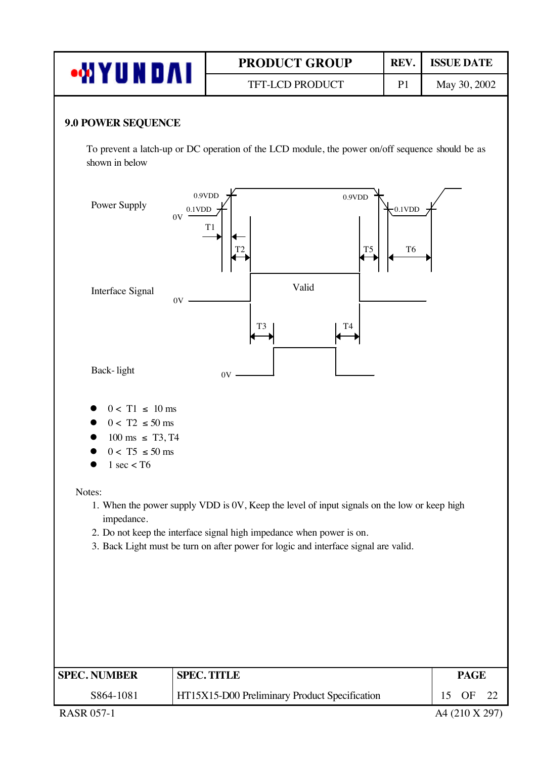## 9.0 POWER SEQUENCE

To prevent a latch-up or DC operation of the LCD module, the power on/off sequence should be as shown in below

- 0 < T1 ≤ 10 ms
- 0 < T2 ≤ 50 ms
- 100 ms ≤ T3, T4
- 0 < T5 ≤ 50 ms
- 1 sec < T6

Notes:

1. When the power supply VDD is 0V, Keep the level of input signals on the low or keep high impedance.
2. Do not keep the interface signal high impedance when power is on.
3. Back Light must be turn on after power for logic and interface signal are valid.

| SPEC. NUMBER | SPEC. TITLE | PAGE |
|---|---|---|
| S864-1081 | HT15X15-D00 Preliminary Product Specification | 15 OF 22 |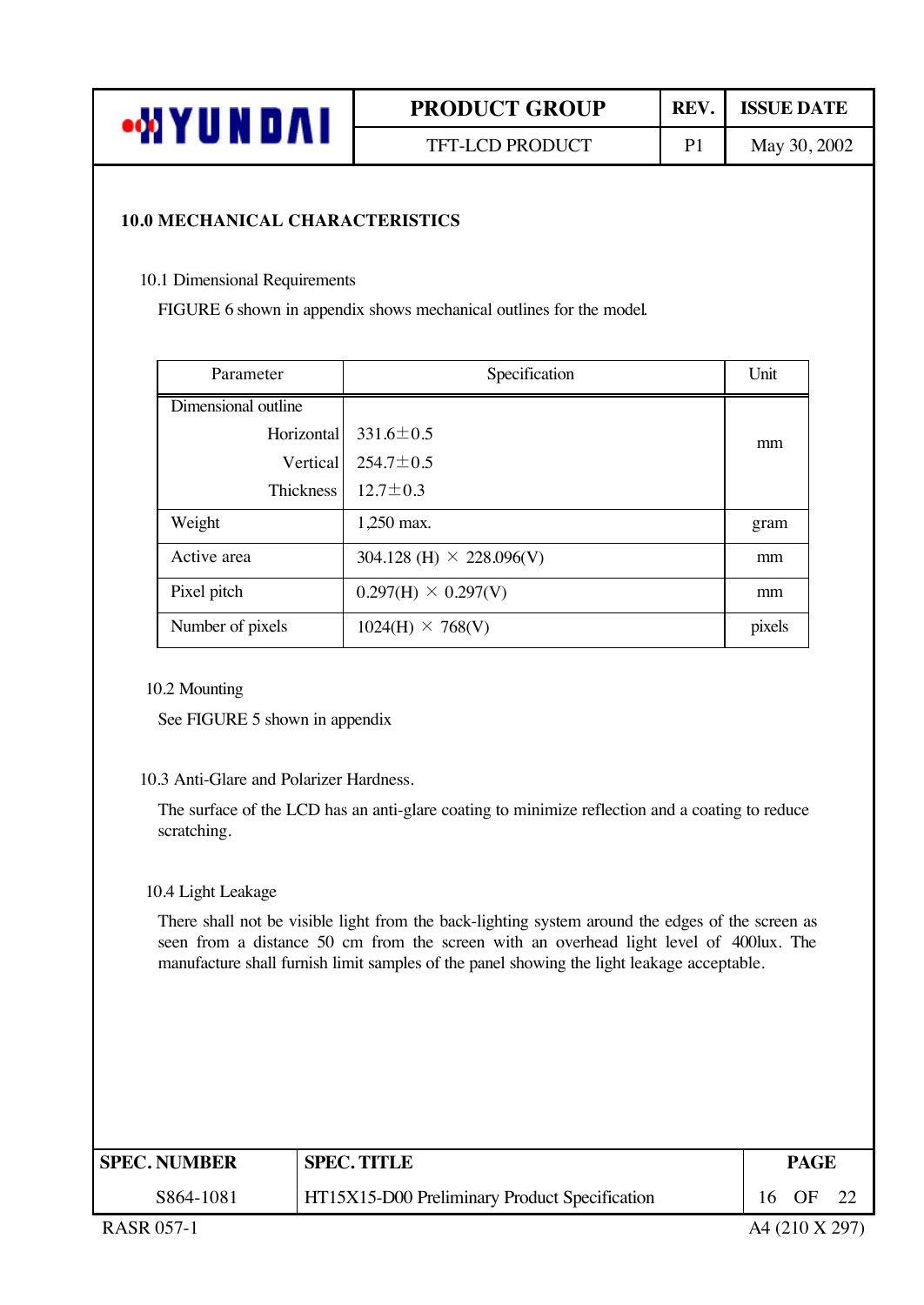## 10.0 MECHANICAL CHARACTERISTICS

### 10.1 Dimensional Requirements

FIGURE 6 shown in appendix shows mechanical outlines for the model.

| Parameter | Specification | Unit |
|---|---|---|
| Dimensional outline<br>Horizontal<br>Vertical<br>Thickness | <br>331.6±0.5<br>254.7±0.5<br>12.7±0.3 | mm |
| Weight | 1,250 max. | gram |
| Active area | 304.128 (H) × 228.096(V) | mm |
| Pixel pitch | 0.297(H) × 0.297(V) | mm |
| Number of pixels | 1024(H) × 768(V) | pixels |

### 10.2 Mounting

See FIGURE 5 shown in appendix

### 10.3 Anti-Glare and Polarizer Hardness.

The surface of the LCD has an anti-glare coating to minimize reflection and a coating to reduce scratching.

### 10.4 Light Leakage

There shall not be visible light from the back-lighting system around the edges of the screen as seen from a distance 50 cm from the screen with an overhead light level of 400lux. The manufacture shall furnish limit samples of the panel showing the light leakage acceptable.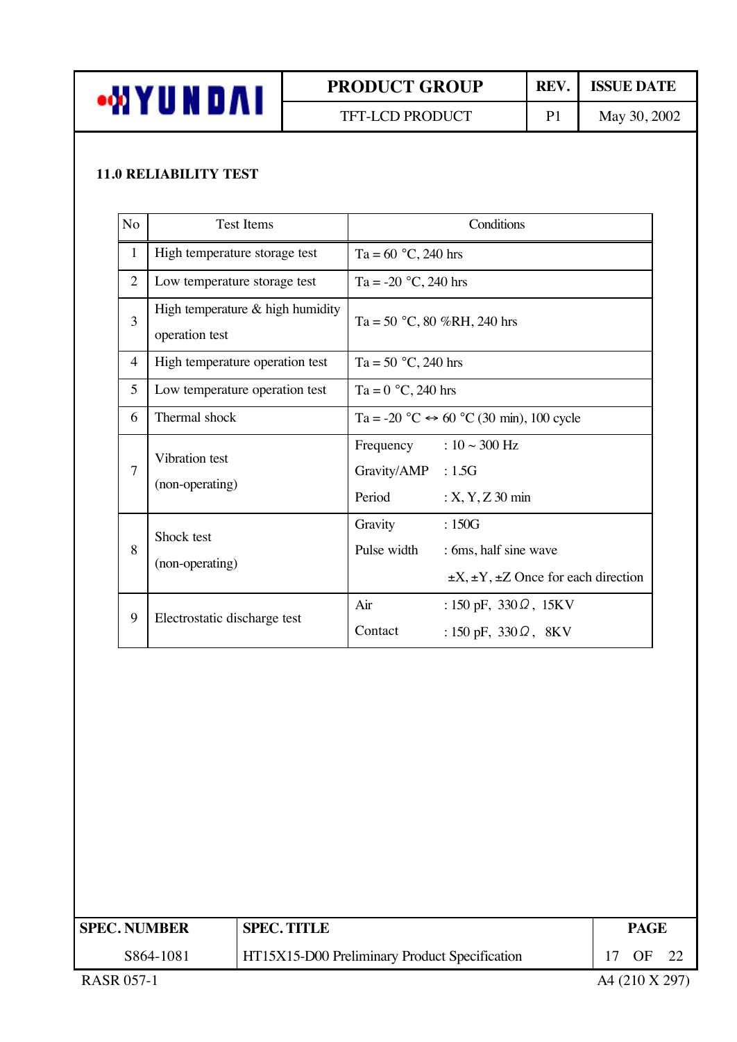## 11.0 RELIABILITY TEST

| No | Test Items | Conditions |
|---|---|---|
| 1 | High temperature storage test | Ta = 60 °C, 240 hrs |
| 2 | Low temperature storage test | Ta = -20 °C, 240 hrs |
| 3 | High temperature & high humidity operation test | Ta = 50 °C, 80 %RH, 240 hrs |
| 4 | High temperature operation test | Ta = 50 °C, 240 hrs |
| 5 | Low temperature operation test | Ta = 0 °C, 240 hrs |
| 6 | Thermal shock | Ta = -20 °C ↔ 60 °C (30 min), 100 cycle |
| 7 | Vibration test (non-operating) | Frequency : 10 ~ 300 Hz<br>Gravity/AMP : 1.5G<br>Period : X, Y, Z 30 min |
| 8 | Shock test (non-operating) | Gravity : 150G<br>Pulse width : 6ms, half sine wave<br>±X, ±Y, ±Z Once for each direction |
| 9 | Electrostatic discharge test | Air : 150 pF, 330Ω, 15KV<br>Contact : 150 pF, 330Ω, 8KV |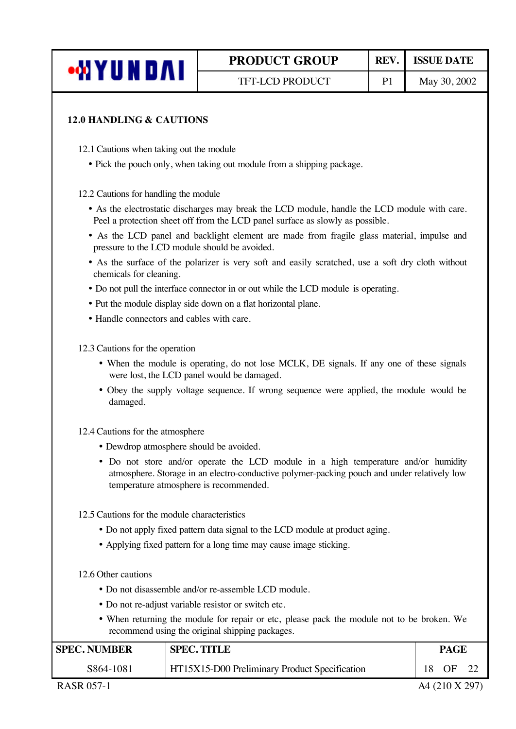## 12.0 HANDLING & CAUTIONS

12.1 Cautions when taking out the module

- Pick the pouch only, when taking out module from a shipping package.

12.2 Cautions for handling the module

- As the electrostatic discharges may break the LCD module, handle the LCD module with care. Peel a protection sheet off from the LCD panel surface as slowly as possible.
- As the LCD panel and backlight element are made from fragile glass material, impulse and pressure to the LCD module should be avoided.
- As the surface of the polarizer is very soft and easily scratched, use a soft dry cloth without chemicals for cleaning.
- Do not pull the interface connector in or out while the LCD module is operating.
- Put the module display side down on a flat horizontal plane.
- Handle connectors and cables with care.

12.3 Cautions for the operation

- When the module is operating, do not lose MCLK, DE signals. If any one of these signals were lost, the LCD panel would be damaged.
- Obey the supply voltage sequence. If wrong sequence were applied, the module would be damaged.

12.4 Cautions for the atmosphere

- Dewdrop atmosphere should be avoided.
- Do not store and/or operate the LCD module in a high temperature and/or humidity atmosphere. Storage in an electro-conductive polymer-packing pouch and under relatively low temperature atmosphere is recommended.

12.5 Cautions for the module characteristics

- Do not apply fixed pattern data signal to the LCD module at product aging.
- Applying fixed pattern for a long time may cause image sticking.

12.6 Other cautions

- Do not disassemble and/or re-assemble LCD module.
- Do not re-adjust variable resistor or switch etc.
- When returning the module for repair or etc, please pack the module not to be broken. We recommend using the original shipping packages.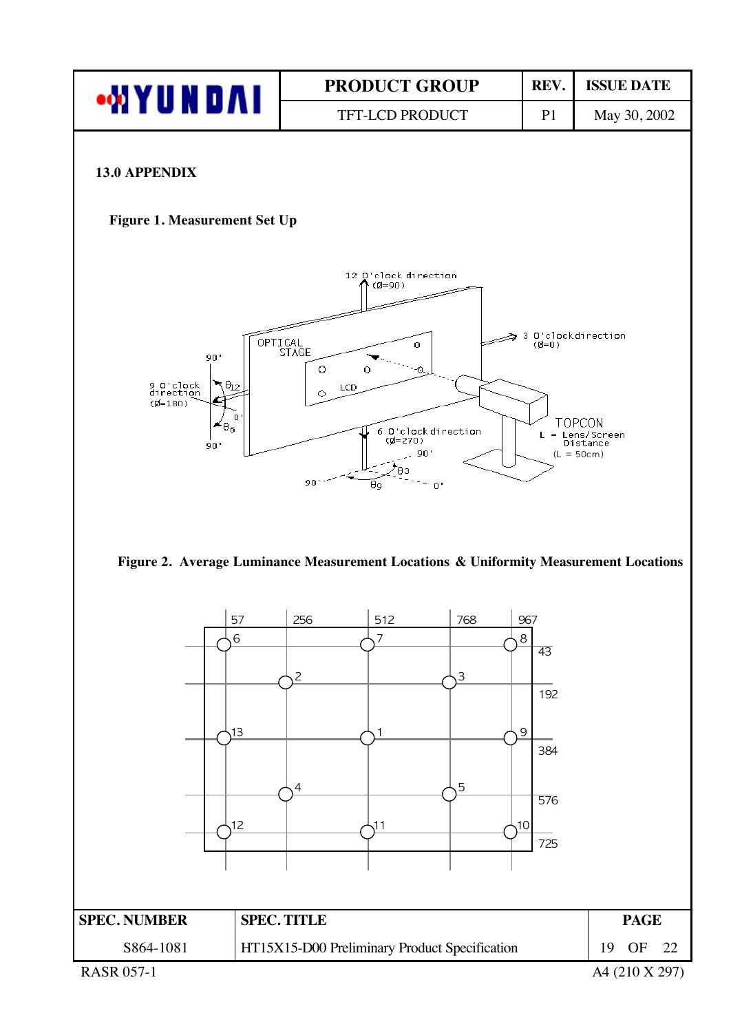## 13.0 APPENDIX

**Figure 1. Measurement Set Up**

**Figure 2. Average Luminance Measurement Locations & Uniformity Measurement Locations**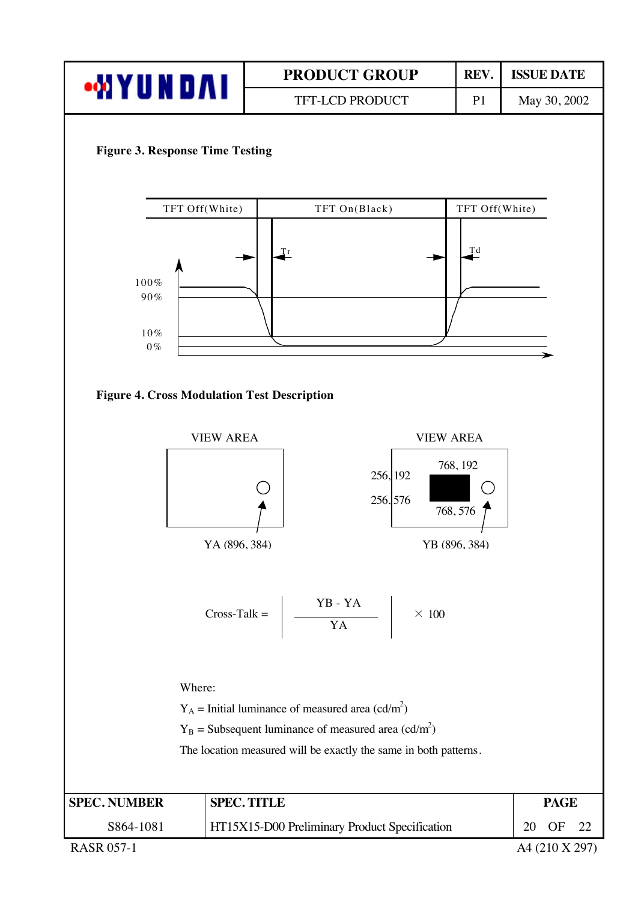**Figure 3. Response Time Testing**

TFT Off(White) | TFT On(Black) | TFT Off(White)

Tr | Td

100%
90%
10%
0%

**Figure 4. Cross Modulation Test Description**

VIEW AREA

YA (896, 384)

VIEW AREA

256, 192 | 768, 192
256, 576 | 768, 576

YB (896, 384)

$$\text{Cross-Talk} = \left| \frac{YB - YA}{YA} \right| \times 100$$

Where:

$Y_A$ = Initial luminance of measured area (cd/m$^2$)

$Y_B$ = Subsequent luminance of measured area (cd/m$^2$)

The location measured will be exactly the same in both patterns.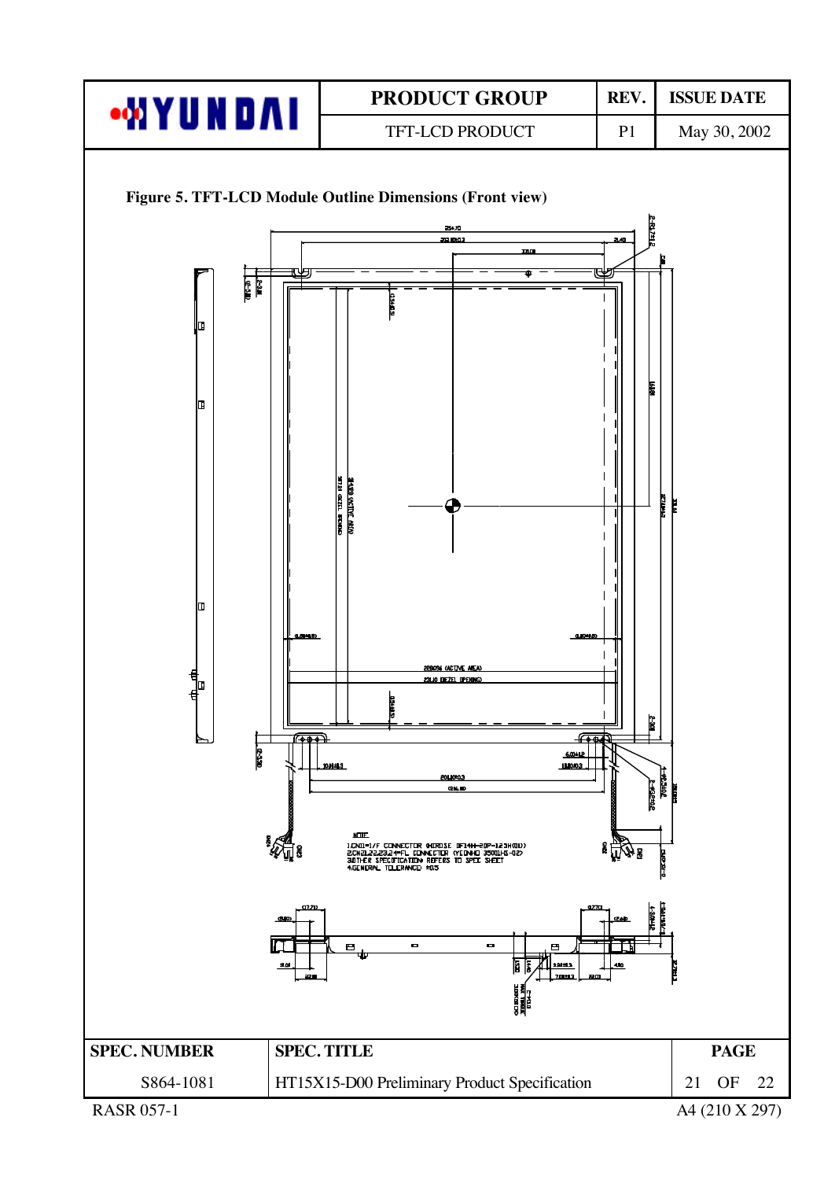**Figure 5. TFT-LCD Module Outline Dimensions (Front view)**

NOTE
1.CN01=I/F CONNECTOR (HIROSE DF14H-20P-1.25H(01))
2.CN21,22,23,24=FL CONNECTOR (YEONHO 35001HS-02)
3.OTHER SPECIFICATION REFERS TO SPEC SHEET
4.GENERAL TOLERANCE ±0.5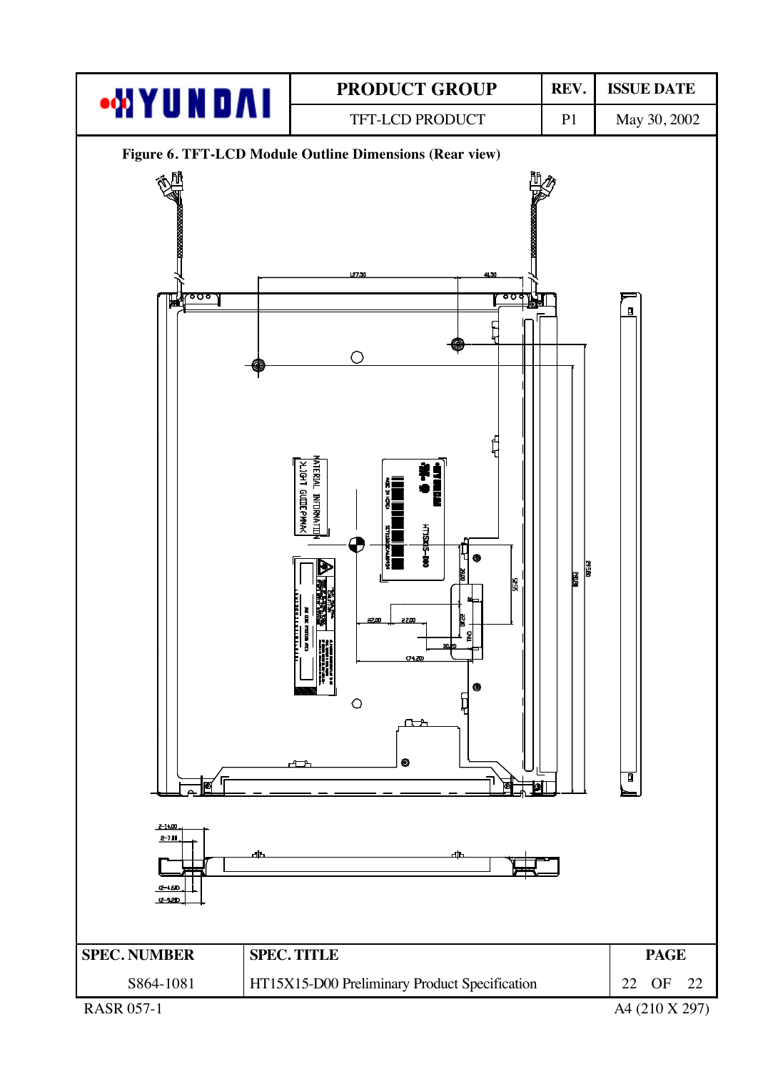**Figure 6. TFT-LCD Module Outline Dimensions (Rear view)**

127.30

41.30

MATERIAL INFORMATION

LIGHT GUIDE:PMMA

HT15X15-D00

MADE IN KOREA

36.00

92.55

22.00

22.00

22.00

30.20

(74.20)

CN1

180.80

295.80

2-14.00

2-7.00

(2-4.60)

(2-9.20)